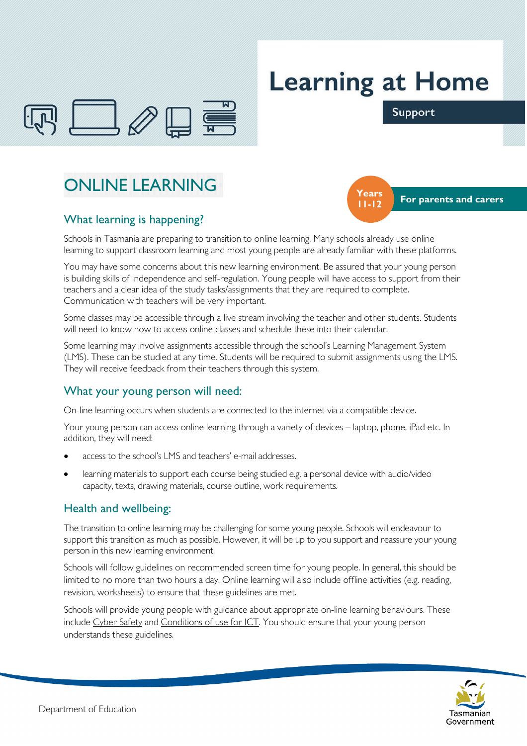# Learning at Home

Support

## ONLINE LEARNING

Years 11-12

**For parents and carers**

### What learning is happening?

Schools in Tasmania are preparing to transition to online learning. Many schools already use online learning to support classroom learning and most young people are already familiar with these platforms.

You may have some concerns about this new learning environment. Be assured that your young person is building skills of independence and self-regulation. Young people will have access to support from their teachers and a clear idea of the study tasks/assignments that they are required to complete. Communication with teachers will be very important.

Some classes may be accessible through a live stream involving the teacher and other students. Students will need to know how to access online classes and schedule these into their calendar.

Some learning may involve assignments accessible through the school's Learning Management System (LMS). These can be studied at any time. Students will be required to submit assignments using the LMS. They will receive feedback from their teachers through this system.

### What your young person will need:

On-line learning occurs when students are connected to the internet via a compatible device.

Your young person can access online learning through a variety of devices – laptop, phone, iPad etc. In addition, they will need:

- access to the school's LMS and teachers' e-mail addresses.
- learning materials to support each course being studied e.g. a personal device with audio/video capacity, texts, drawing materials, course outline, work requirements.

### Health and wellbeing:

The transition to online learning may be challenging for some young people. Schools will endeavour to support this transition as much as possible. However, it will be up to you support and reassure your young person in this new learning environment.

Schools will follow guidelines on recommended screen time for young people. In general, this should be limited to no more than two hours a day. Online learning will also include offline activities (e.g. reading, revision, worksheets) to ensure that these guidelines are met.

Schools will provide young people with guidance about appropriate on-line learning behaviours. These include Cyber Safety and Conditions of use for ICT. You should ensure that your young person understands these guidelines.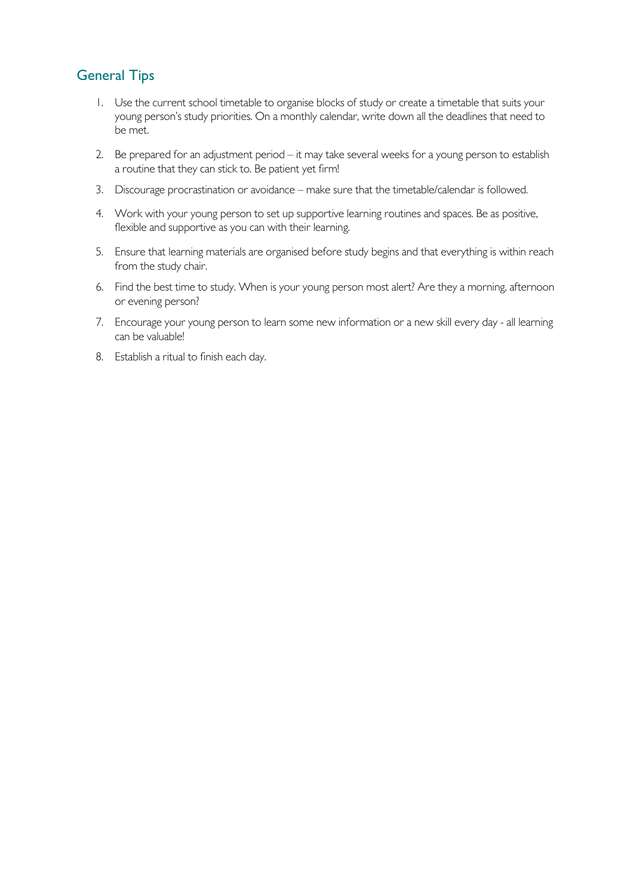## General Tips

1. Use the current school timetable to organise blocks of study or create a timetable that suits your young person's study priorities. On a monthly calendar, write down all the deadlines that need to be met.
2. Be prepared for an adjustment period – it may take several weeks for a young person to establish a routine that they can stick to. Be patient yet firm!
3. Discourage procrastination or avoidance – make sure that the timetable/calendar is followed.
4. Work with your young person to set up supportive learning routines and spaces. Be as positive, flexible and supportive as you can with their learning.
5. Ensure that learning materials are organised before study begins and that everything is within reach from the study chair.
6. Find the best time to study. When is your young person most alert? Are they a morning, afternoon or evening person?
7. Encourage your young person to learn some new information or a new skill every day - all learning can be valuable!
8. Establish a ritual to finish each day.